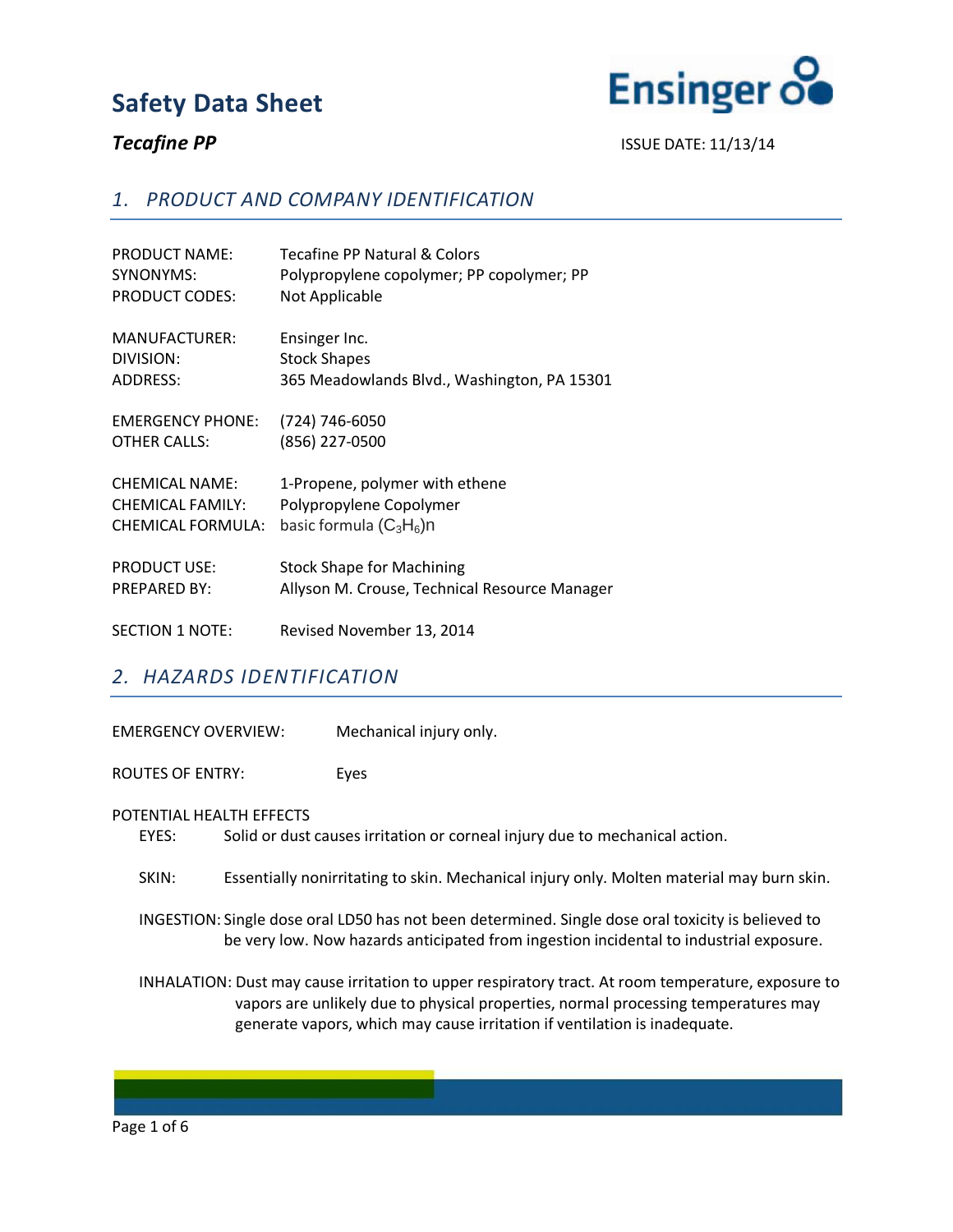# Safety Data Sheet

***Tecafine PP***

ISSUE DATE: 11/13/14

## *1. PRODUCT AND COMPANY IDENTIFICATION*

PRODUCT NAME: Tecafine PP Natural & Colors
SYNONYMS: Polypropylene copolymer; PP copolymer; PP
PRODUCT CODES: Not Applicable

MANUFACTURER: Ensinger Inc.
DIVISION: Stock Shapes
ADDRESS: 365 Meadowlands Blvd., Washington, PA 15301

EMERGENCY PHONE: (724) 746-6050
OTHER CALLS: (856) 227-0500

CHEMICAL NAME: 1-Propene, polymer with ethene
CHEMICAL FAMILY: Polypropylene Copolymer
CHEMICAL FORMULA: basic formula $(C_3H_6)n$

PRODUCT USE: Stock Shape for Machining
PREPARED BY: Allyson M. Crouse, Technical Resource Manager

SECTION 1 NOTE: Revised November 13, 2014

## *2. HAZARDS IDENTIFICATION*

EMERGENCY OVERVIEW: Mechanical injury only.

ROUTES OF ENTRY: Eyes

POTENTIAL HEALTH EFFECTS

EYES: Solid or dust causes irritation or corneal injury due to mechanical action.

SKIN: Essentially nonirritating to skin. Mechanical injury only. Molten material may burn skin.

INGESTION: Single dose oral LD50 has not been determined. Single dose oral toxicity is believed to be very low. Now hazards anticipated from ingestion incidental to industrial exposure.

INHALATION: Dust may cause irritation to upper respiratory tract. At room temperature, exposure to vapors are unlikely due to physical properties, normal processing temperatures may generate vapors, which may cause irritation if ventilation is inadequate.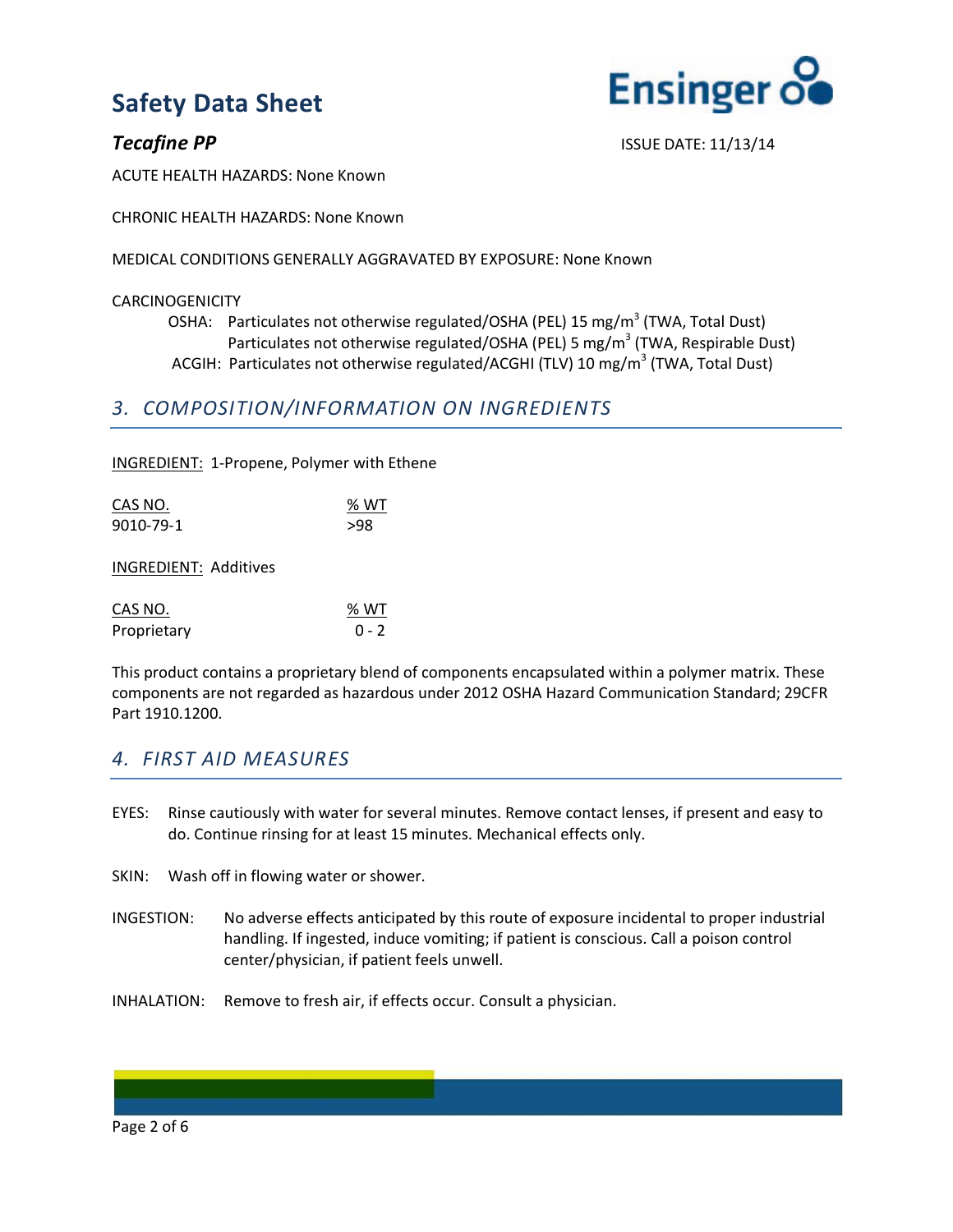ACUTE HEALTH HAZARDS: None Known

CHRONIC HEALTH HAZARDS: None Known

MEDICAL CONDITIONS GENERALLY AGGRAVATED BY EXPOSURE: None Known

CARCINOGENICITY

OSHA: Particulates not otherwise regulated/OSHA (PEL) 15 mg/$m^3$ (TWA, Total Dust)
Particulates not otherwise regulated/OSHA (PEL) 5 mg/$m^3$ (TWA, Respirable Dust)

ACGIH: Particulates not otherwise regulated/ACGHI (TLV) 10 mg/$m^3$ (TWA, Total Dust)

## 3. COMPOSITION/INFORMATION ON INGREDIENTS

INGREDIENT: 1-Propene, Polymer with Ethene

| CAS NO. | % WT |
|---|---|
| 9010-79-1 | >98 |

INGREDIENT: Additives

| CAS NO. | % WT |
|---|---|
| Proprietary | 0 - 2 |

This product contains a proprietary blend of components encapsulated within a polymer matrix. These components are not regarded as hazardous under 2012 OSHA Hazard Communication Standard; 29CFR Part 1910.1200.

## 4. FIRST AID MEASURES

EYES: Rinse cautiously with water for several minutes. Remove contact lenses, if present and easy to do. Continue rinsing for at least 15 minutes. Mechanical effects only.

SKIN: Wash off in flowing water or shower.

INGESTION: No adverse effects anticipated by this route of exposure incidental to proper industrial handling. If ingested, induce vomiting; if patient is conscious. Call a poison control center/physician, if patient feels unwell.

INHALATION: Remove to fresh air, if effects occur. Consult a physician.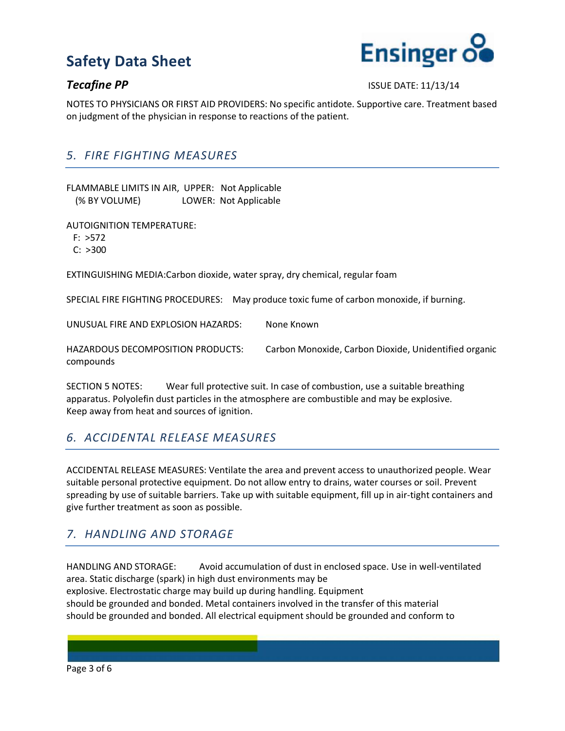NOTES TO PHYSICIANS OR FIRST AID PROVIDERS: No specific antidote. Supportive care. Treatment based on judgment of the physician in response to reactions of the patient.

## *5. FIRE FIGHTING MEASURES*

FLAMMABLE LIMITS IN AIR, UPPER: Not Applicable
(% BY VOLUME) LOWER: Not Applicable

AUTOIGNITION TEMPERATURE:
F: >572
C: >300

EXTINGUISHING MEDIA:Carbon dioxide, water spray, dry chemical, regular foam

SPECIAL FIRE FIGHTING PROCEDURES: May produce toxic fume of carbon monoxide, if burning.

UNUSUAL FIRE AND EXPLOSION HAZARDS: None Known

HAZARDOUS DECOMPOSITION PRODUCTS: Carbon Monoxide, Carbon Dioxide, Unidentified organic compounds

SECTION 5 NOTES: Wear full protective suit. In case of combustion, use a suitable breathing apparatus. Polyolefin dust particles in the atmosphere are combustible and may be explosive. Keep away from heat and sources of ignition.

## *6. ACCIDENTAL RELEASE MEASURES*

ACCIDENTAL RELEASE MEASURES: Ventilate the area and prevent access to unauthorized people. Wear suitable personal protective equipment. Do not allow entry to drains, water courses or soil. Prevent spreading by use of suitable barriers. Take up with suitable equipment, fill up in air-tight containers and give further treatment as soon as possible.

## *7. HANDLING AND STORAGE*

HANDLING AND STORAGE: Avoid accumulation of dust in enclosed space. Use in well-ventilated area. Static discharge (spark) in high dust environments may be explosive. Electrostatic charge may build up during handling. Equipment should be grounded and bonded. Metal containers involved in the transfer of this material should be grounded and bonded. All electrical equipment should be grounded and conform to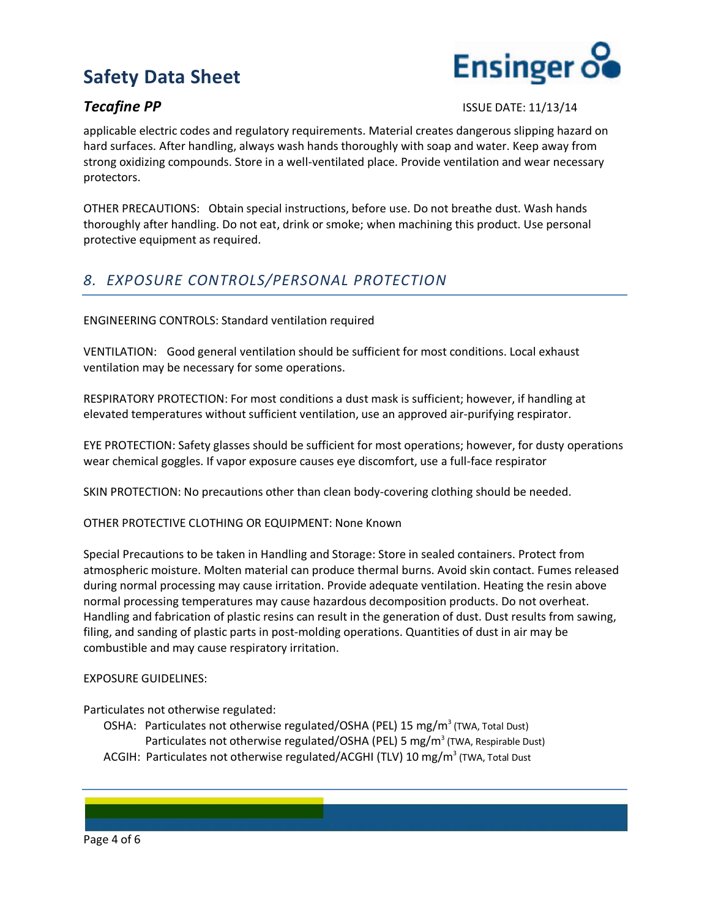applicable electric codes and regulatory requirements. Material creates dangerous slipping hazard on hard surfaces. After handling, always wash hands thoroughly with soap and water. Keep away from strong oxidizing compounds. Store in a well-ventilated place. Provide ventilation and wear necessary protectors.

OTHER PRECAUTIONS: Obtain special instructions, before use. Do not breathe dust. Wash hands thoroughly after handling. Do not eat, drink or smoke; when machining this product. Use personal protective equipment as required.

## *8. EXPOSURE CONTROLS/PERSONAL PROTECTION*

ENGINEERING CONTROLS: Standard ventilation required

VENTILATION: Good general ventilation should be sufficient for most conditions. Local exhaust ventilation may be necessary for some operations.

RESPIRATORY PROTECTION: For most conditions a dust mask is sufficient; however, if handling at elevated temperatures without sufficient ventilation, use an approved air-purifying respirator.

EYE PROTECTION: Safety glasses should be sufficient for most operations; however, for dusty operations wear chemical goggles. If vapor exposure causes eye discomfort, use a full-face respirator

SKIN PROTECTION: No precautions other than clean body-covering clothing should be needed.

OTHER PROTECTIVE CLOTHING OR EQUIPMENT: None Known

Special Precautions to be taken in Handling and Storage: Store in sealed containers. Protect from atmospheric moisture. Molten material can produce thermal burns. Avoid skin contact. Fumes released during normal processing may cause irritation. Provide adequate ventilation. Heating the resin above normal processing temperatures may cause hazardous decomposition products. Do not overheat. Handling and fabrication of plastic resins can result in the generation of dust. Dust results from sawing, filing, and sanding of plastic parts in post-molding operations. Quantities of dust in air may be combustible and may cause respiratory irritation.

EXPOSURE GUIDELINES:

Particulates not otherwise regulated:

- OSHA: Particulates not otherwise regulated/OSHA (PEL) 15 $mg/m^3$ (TWA, Total Dust)
  Particulates not otherwise regulated/OSHA (PEL) 5 $mg/m^3$ (TWA, Respirable Dust)
- ACGIH: Particulates not otherwise regulated/ACGHI (TLV) 10 $mg/m^3$ (TWA, Total Dust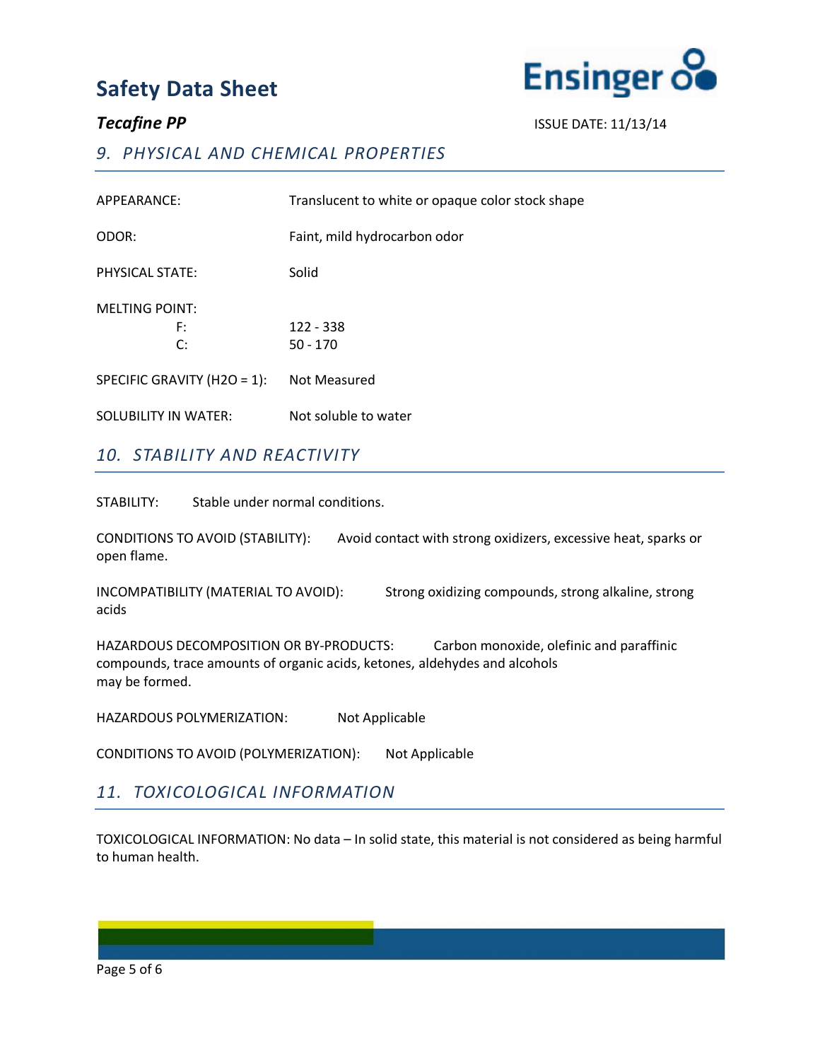## 9. PHYSICAL AND CHEMICAL PROPERTIES

APPEARANCE: Translucent to white or opaque color stock shape

ODOR: Faint, mild hydrocarbon odor

PHYSICAL STATE: Solid

MELTING POINT:
- F: 122 - 338
- C: 50 - 170

SPECIFIC GRAVITY ($H_2O$ = 1): Not Measured

SOLUBILITY IN WATER: Not soluble to water

## 10. STABILITY AND REACTIVITY

STABILITY: Stable under normal conditions.

CONDITIONS TO AVOID (STABILITY): Avoid contact with strong oxidizers, excessive heat, sparks or open flame.

INCOMPATIBILITY (MATERIAL TO AVOID): Strong oxidizing compounds, strong alkaline, strong acids

HAZARDOUS DECOMPOSITION OR BY-PRODUCTS: Carbon monoxide, olefinic and paraffinic compounds, trace amounts of organic acids, ketones, aldehydes and alcohols may be formed.

HAZARDOUS POLYMERIZATION: Not Applicable

CONDITIONS TO AVOID (POLYMERIZATION): Not Applicable

## 11. TOXICOLOGICAL INFORMATION

TOXICOLOGICAL INFORMATION: No data – In solid state, this material is not considered as being harmful to human health.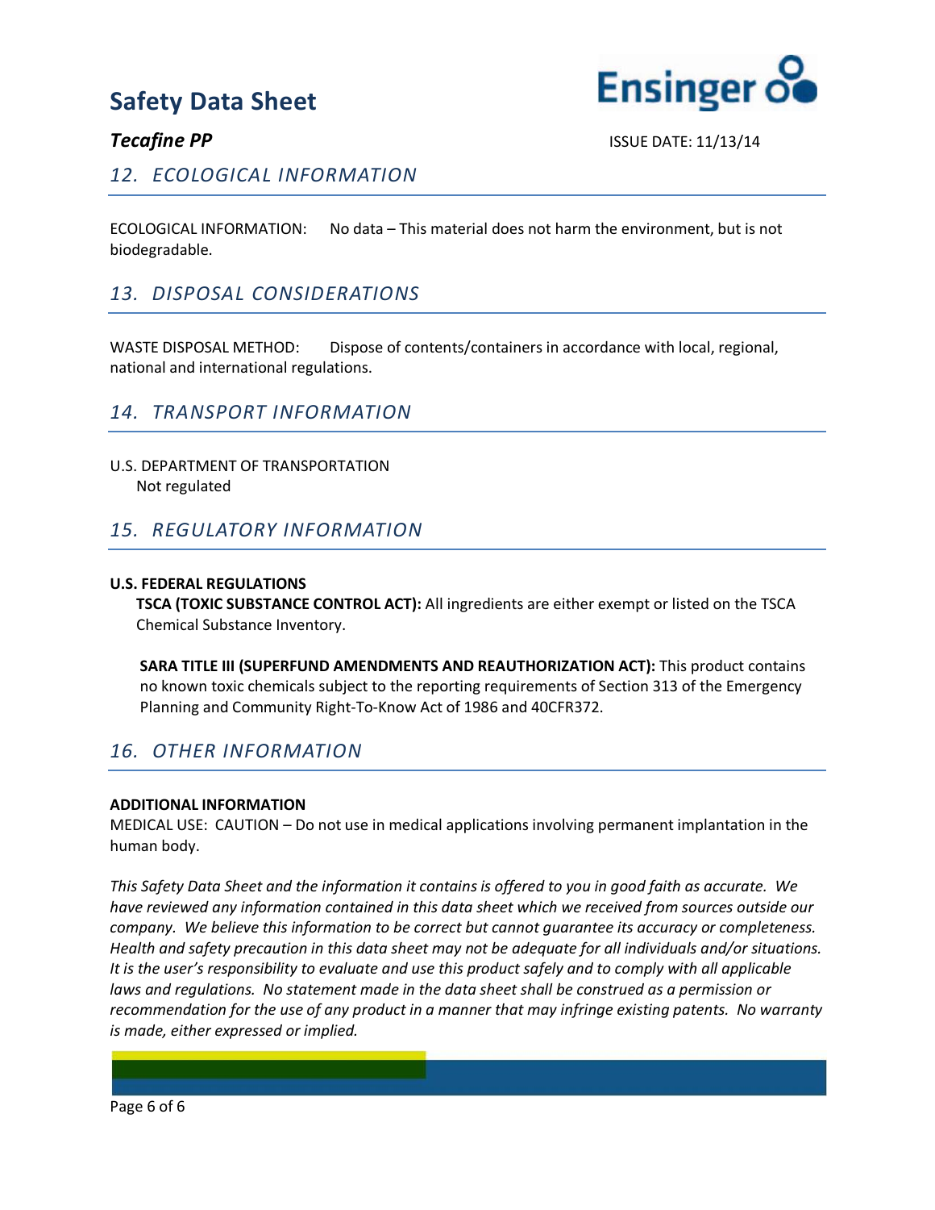## 12. ECOLOGICAL INFORMATION

ECOLOGICAL INFORMATION: No data – This material does not harm the environment, but is not biodegradable.

## 13. DISPOSAL CONSIDERATIONS

WASTE DISPOSAL METHOD: Dispose of contents/containers in accordance with local, regional, national and international regulations.

## 14. TRANSPORT INFORMATION

U.S. DEPARTMENT OF TRANSPORTATION
Not regulated

## 15. REGULATORY INFORMATION

**U.S. FEDERAL REGULATIONS**

**TSCA (TOXIC SUBSTANCE CONTROL ACT):** All ingredients are either exempt or listed on the TSCA Chemical Substance Inventory.

**SARA TITLE III (SUPERFUND AMENDMENTS AND REAUTHORIZATION ACT):** This product contains no known toxic chemicals subject to the reporting requirements of Section 313 of the Emergency Planning and Community Right-To-Know Act of 1986 and 40CFR372.

## 16. OTHER INFORMATION

**ADDITIONAL INFORMATION**

MEDICAL USE: CAUTION – Do not use in medical applications involving permanent implantation in the human body.

*This Safety Data Sheet and the information it contains is offered to you in good faith as accurate. We have reviewed any information contained in this data sheet which we received from sources outside our company. We believe this information to be correct but cannot guarantee its accuracy or completeness. Health and safety precaution in this data sheet may not be adequate for all individuals and/or situations. It is the user's responsibility to evaluate and use this product safely and to comply with all applicable laws and regulations. No statement made in the data sheet shall be construed as a permission or recommendation for the use of any product in a manner that may infringe existing patents. No warranty is made, either expressed or implied.*